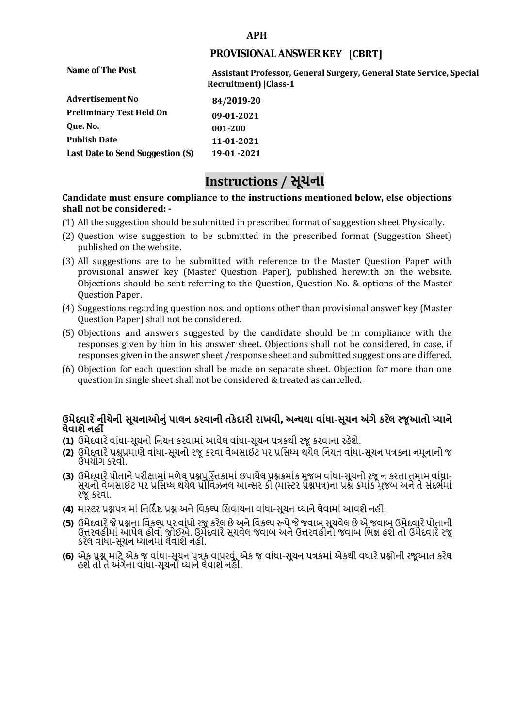**APH**

## PROVISIONAL ANSWER KEY [CBRT]

| | |
|---|---|
| **Name of The Post** | **Assistant Professor, General Surgery, General State Service, Special Recruitment) \|Class-1** |
| **Advertisement No** | **84/2019-20** |
| **Preliminary Test Held On** | **09-01-2021** |
| **Que. No.** | **001-200** |
| **Publish Date** | **11-01-2021** |
| **Last Date to Send Suggestion (S)** | **19-01 -2021** |

# Instructions / સૂચના

**Candidate must ensure compliance to the instructions mentioned below, else objections shall not be considered: -**

(1) All the suggestion should be submitted in prescribed format of suggestion sheet Physically.

(2) Question wise suggestion to be submitted in the prescribed format (Suggestion Sheet) published on the website.

(3) All suggestions are to be submitted with reference to the Master Question Paper with provisional answer key (Master Question Paper), published herewith on the website. Objections should be sent referring to the Question, Question No. & options of the Master Question Paper.

(4) Suggestions regarding question nos. and options other than provisional answer key (Master Question Paper) shall not be considered.

(5) Objections and answers suggested by the candidate should be in compliance with the responses given by him in his answer sheet. Objections shall not be considered, in case, if responses given in the answer sheet /response sheet and submitted suggestions are differed.

(6) Objection for each question shall be made on separate sheet. Objection for more than one question in single sheet shall not be considered & treated as cancelled.

**ઉમેદવારે નીચેની સૂચનાઓનું પાલન કરવાની તકેદારી રાખવી, અન્યથા વાંધા-સૂચન અંગે કરેલ રજૂઆતો ધ્યાને લેવાશે નહીં**

**(1)** ઉમેદવારે વાંધા-સૂચનો નિયત કરવામાં આવેલ વાંધા-સૂચન પત્રકથી રજૂ કરવાના રહેશે.

**(2)** ઉમેદવારે પ્રશ્નપ્રમાણે વાંધા-સૂચનો રજૂ કરવા વેબસાઈટ પર પ્રસિધ્ધ થયેલ નિયત વાંધા-સૂચન પત્રકના નમૂનાનો જ ઉપયોગ કરવો.

**(3)** ઉમેદવારે પોતાને પરીક્ષામાં મળેલ પ્રશ્નપુસ્તિકામાં છપાયેલ પ્રશ્નક્રમાંક મુજબ વાંધા-સૂચનો રજૂ ન કરતા તમામ વાંધા-સૂચનો વેબસાઈટ પર પ્રસિધ્ધ થયેલ પ્રોવિઝનલ આન્સર કી (માસ્ટર પ્રશ્નપત્ર)ના પ્રશ્ન ક્રમાંક મુજબ અને તે સંદર્ભમાં રજૂ કરવા.

**(4)** માસ્ટર પ્રશ્નપત્ર માં નિર્દિષ્ટ પ્રશ્ન અને વિકલ્પ સિવાયના વાંધા-સૂચન ધ્યાને લેવામાં આવશે નહીં.

**(5)** ઉમેદવારે જે પ્રશ્નના વિકલ્પ પર વાંધો રજૂ કરેલ છે અને વિકલ્પ રૂપે જે જવાબ સૂચવેલ છે એ જવાબ ઉમેદવારે પોતાની ઉત્તરવહીમાં આપેલ હોવો જોઈએ. ઉમેદવારે સૂચવેલ જવાબ અને ઉત્તરવહીનો જવાબ ભિન્ન હશે તો ઉમેદવારે રજૂ કરેલ વાંધા-સૂચન ધ્યાનમાં લેવાશે નહીં.

**(6)** એક પ્રશ્ન માટે એક જ વાંધા-સૂચન પત્રક વાપરવું. એક જ વાંધા-સૂચન પત્રકમાં એકથી વધારે પ્રશ્નોની રજૂઆત કરેલ હશે તો તે અંગેના વાંધા-સૂચનો ધ્યાને લેવાશે નહીં.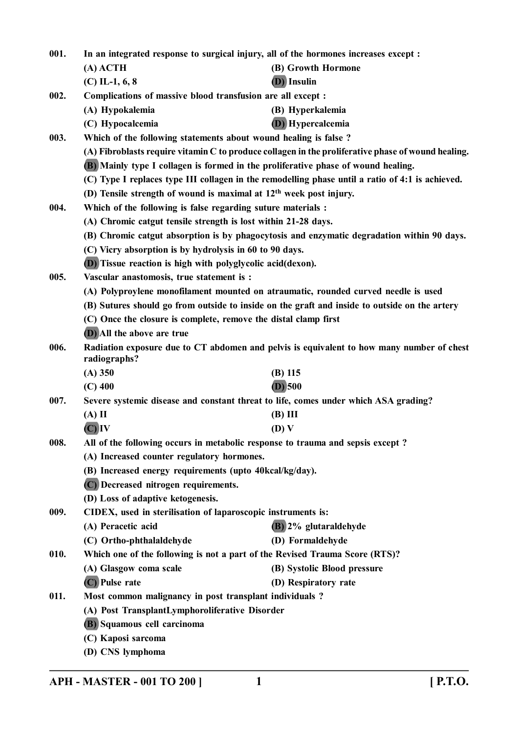001. In an integrated response to surgical injury, all of the hormones increases except :

(A) ACTH
(B) Growth Hormone
(C) IL-1, 6, 8
**(D)** Insulin

002. Complications of massive blood transfusion are all except :

(A) Hypokalemia
(B) Hyperkalemia
(C) Hypocalcemia
**(D)** Hypercalcemia

003. Which of the following statements about wound healing is false ?

(A) Fibroblasts require vitamin C to produce collagen in the proliferative phase of wound healing.
**(B)** Mainly type I collagen is formed in the proliferative phase of wound healing.
(C) Type I replaces type III collagen in the remodelling phase until a ratio of 4:1 is achieved.
(D) Tensile strength of wound is maximal at 12th week post injury.

004. Which of the following is false regarding suture materials :

(A) Chromic catgut tensile strength is lost within 21-28 days.
(B) Chromic catgut absorption is by phagocytosis and enzymatic degradation within 90 days.
(C) Vicry absorption is by hydrolysis in 60 to 90 days.
**(D)** Tissue reaction is high with polyglycolic acid(dexon).

005. Vascular anastomosis, true statement is :

(A) Polyproylene monofilament mounted on atraumatic, rounded curved needle is used
(B) Sutures should go from outside to inside on the graft and inside to outside on the artery
(C) Once the closure is complete, remove the distal clamp first
**(D)** All the above are true

006. Radiation exposure due to CT abdomen and pelvis is equivalent to how many number of chest radiographs?

(A) 350
(B) 115
(C) 400
**(D)** 500

007. Severe systemic disease and constant threat to life, comes under which ASA grading?

(A) II
(B) III
**(C)** IV
(D) V

008. All of the following occurs in metabolic response to trauma and sepsis except ?

(A) Increased counter regulatory hormones.
(B) Increased energy requirements (upto 40kcal/kg/day).
**(C)** Decreased nitrogen requirements.
(D) Loss of adaptive ketogenesis.

009. CIDEX, used in sterilisation of laparoscopic instruments is:

(A) Peracetic acid
**(B)** 2% glutaraldehyde
(C) Ortho-phthalaldehyde
(D) Formaldehyde

010. Which one of the following is not a part of the Revised Trauma Score (RTS)?

(A) Glasgow coma scale
(B) Systolic Blood pressure
**(C)** Pulse rate
(D) Respiratory rate

011. Most common malignancy in post transplant individuals ?

(A) Post TransplantLymphoroliferative Disorder
**(B)** Squamous cell carcinoma
(C) Kaposi sarcoma
(D) CNS lymphoma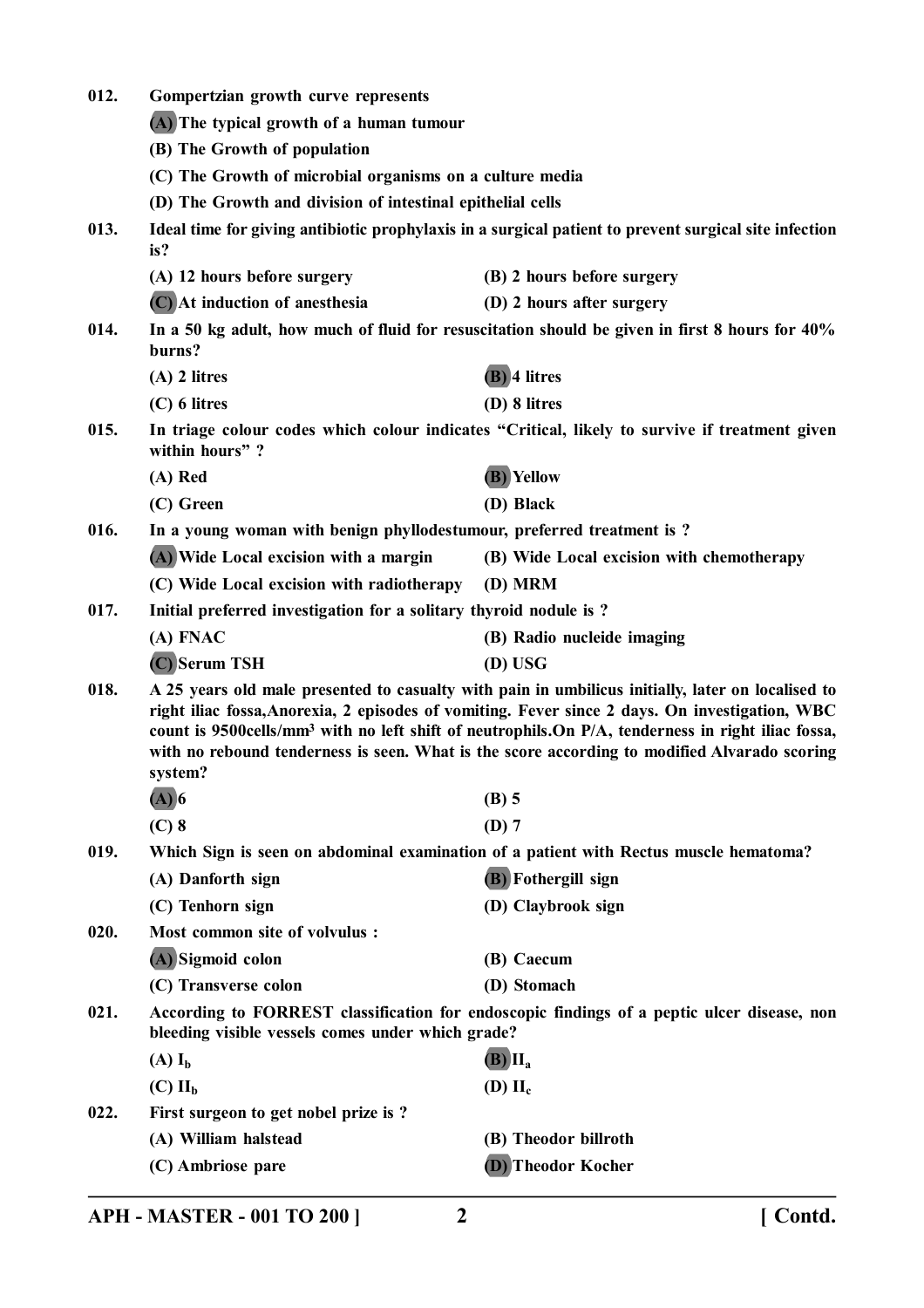012. Gompertzian growth curve represents

(A) The typical growth of a human tumour

(B) The Growth of population

(C) The Growth of microbial organisms on a culture media

(D) The Growth and division of intestinal epithelial cells

013. Ideal time for giving antibiotic prophylaxis in a surgical patient to prevent surgical site infection is?

(A) 12 hours before surgery
(B) 2 hours before surgery
(C) At induction of anesthesia
(D) 2 hours after surgery

014. In a 50 kg adult, how much of fluid for resuscitation should be given in first 8 hours for 40% burns?

(A) 2 litres
(B) 4 litres
(C) 6 litres
(D) 8 litres

015. In triage colour codes which colour indicates "Critical, likely to survive if treatment given within hours" ?

(A) Red
(B) Yellow
(C) Green
(D) Black

016. In a young woman with benign phyllodestumour, preferred treatment is ?

(A) Wide Local excision with a margin
(B) Wide Local excision with chemotherapy
(C) Wide Local excision with radiotherapy
(D) MRM

017. Initial preferred investigation for a solitary thyroid nodule is ?

(A) FNAC
(B) Radio nucleide imaging
(C) Serum TSH
(D) USG

018. A 25 years old male presented to casualty with pain in umbilicus initially, later on localised to right iliac fossa,Anorexia, 2 episodes of vomiting. Fever since 2 days. On investigation, WBC count is 9500cells/mm³ with no left shift of neutrophils.On P/A, tenderness in right iliac fossa, with no rebound tenderness is seen. What is the score according to modified Alvarado scoring system?

(A) 6
(B) 5
(C) 8
(D) 7

019. Which Sign is seen on abdominal examination of a patient with Rectus muscle hematoma?

(A) Danforth sign
(B) Fothergill sign
(C) Tenhorn sign
(D) Claybrook sign

020. Most common site of volvulus :

(A) Sigmoid colon
(B) Caecum
(C) Transverse colon
(D) Stomach

021. According to FORREST classification for endoscopic findings of a peptic ulcer disease, non bleeding visible vessels comes under which grade?

(A) $I_b$
(B) $II_a$
(C) $II_b$
(D) $II_c$

022. First surgeon to get nobel prize is ?

(A) William halstead
(B) Theodor billroth
(C) Ambriose pare
(D) Theodor Kocher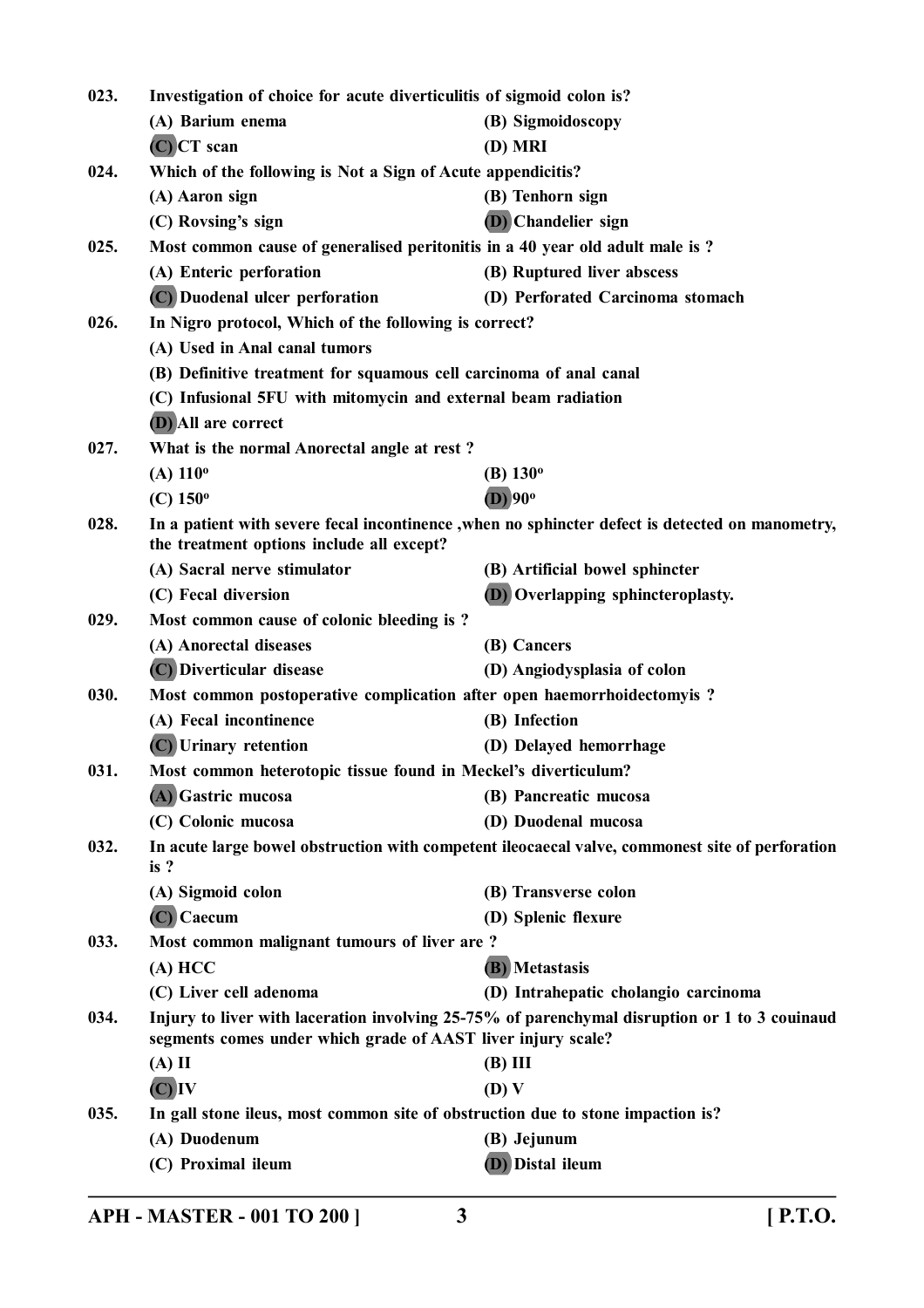023. Investigation of choice for acute diverticulitis of sigmoid colon is?

(A) Barium enema
(B) Sigmoidoscopy
(C) CT scan
(D) MRI

024. Which of the following is Not a Sign of Acute appendicitis?

(A) Aaron sign
(B) Tenhorn sign
(C) Rovsing's sign
(D) Chandelier sign

025. Most common cause of generalised peritonitis in a 40 year old adult male is ?

(A) Enteric perforation
(B) Ruptured liver abscess
(C) Duodenal ulcer perforation
(D) Perforated Carcinoma stomach

026. In Nigro protocol, Which of the following is correct?

(A) Used in Anal canal tumors
(B) Definitive treatment for squamous cell carcinoma of anal canal
(C) Infusional 5FU with mitomycin and external beam radiation
(D) All are correct

027. What is the normal Anorectal angle at rest ?

(A) 110°
(B) 130°
(C) 150°
(D) 90°

028. In a patient with severe fecal incontinence ,when no sphincter defect is detected on manometry, the treatment options include all except?

(A) Sacral nerve stimulator
(B) Artificial bowel sphincter
(C) Fecal diversion
(D) Overlapping sphincteroplasty.

029. Most common cause of colonic bleeding is ?

(A) Anorectal diseases
(B) Cancers
(C) Diverticular disease
(D) Angiodysplasia of colon

030. Most common postoperative complication after open haemorrhoidectomyis ?

(A) Fecal incontinence
(B) Infection
(C) Urinary retention
(D) Delayed hemorrhage

031. Most common heterotopic tissue found in Meckel's diverticulum?

(A) Gastric mucosa
(B) Pancreatic mucosa
(C) Colonic mucosa
(D) Duodenal mucosa

032. In acute large bowel obstruction with competent ileocaecal valve, commonest site of perforation is ?

(A) Sigmoid colon
(B) Transverse colon
(C) Caecum
(D) Splenic flexure

033. Most common malignant tumours of liver are ?

(A) HCC
(B) Metastasis
(C) Liver cell adenoma
(D) Intrahepatic cholangio carcinoma

034. Injury to liver with laceration involving 25-75% of parenchymal disruption or 1 to 3 couinaud segments comes under which grade of AAST liver injury scale?

(A) II
(B) III
(C) IV
(D) V

035. In gall stone ileus, most common site of obstruction due to stone impaction is?

(A) Duodenum
(B) Jejunum
(C) Proximal ileum
(D) Distal ileum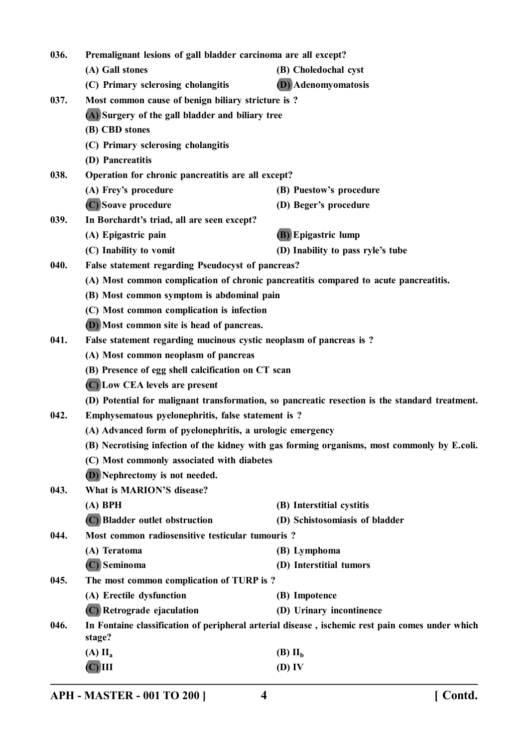036. Premalignant lesions of gall bladder carcinoma are all except?

(A) Gall stones
(B) Choledochal cyst
(C) Primary sclerosing cholangitis
**(D) Adenomyomatosis**

037. Most common cause of benign biliary stricture is ?

**(A) Surgery of the gall bladder and biliary tree**
(B) CBD stones
(C) Primary sclerosing cholangitis
(D) Pancreatitis

038. Operation for chronic pancreatitis are all except?

(A) Frey's procedure
(B) Puestow's procedure
**(C) Soave procedure**
(D) Beger's procedure

039. In Borchardt's triad, all are seen except?

(A) Epigastric pain
**(B) Epigastric lump**
(C) Inability to vomit
(D) Inability to pass ryle's tube

040. False statement regarding Pseudocyst of pancreas?

(A) Most common complication of chronic pancreatitis compared to acute pancreatitis.
(B) Most common symptom is abdominal pain
(C) Most common complication is infection
**(D) Most common site is head of pancreas.**

041. False statement regarding mucinous cystic neoplasm of pancreas is ?

(A) Most common neoplasm of pancreas
(B) Presence of egg shell calcification on CT scan
**(C) Low CEA levels are present**
(D) Potential for malignant transformation, so pancreatic resection is the standard treatment.

042. Emphysematous pyelonephritis, false statement is ?

(A) Advanced form of pyelonephritis, a urologic emergency
(B) Necrotising infection of the kidney with gas forming organisms, most commonly by E.coli.
(C) Most commonly associated with diabetes
**(D) Nephrectomy is not needed.**

043. What is MARION'S disease?

(A) BPH
(B) Interstitial cystitis
**(C) Bladder outlet obstruction**
(D) Schistosomiasis of bladder

044. Most common radiosensitive testicular tumouris ?

(A) Teratoma
(B) Lymphoma
**(C) Seminoma**
(D) Interstitial tumors

045. The most common complication of TURP is ?

(A) Erectile dysfunction
(B) Impotence
**(C) Retrograde ejaculation**
(D) Urinary incontinence

046. In Fontaine classification of peripheral arterial disease , ischemic rest pain comes under which stage?

(A) $II_a$
(B) $II_b$
**(C) III**
(D) IV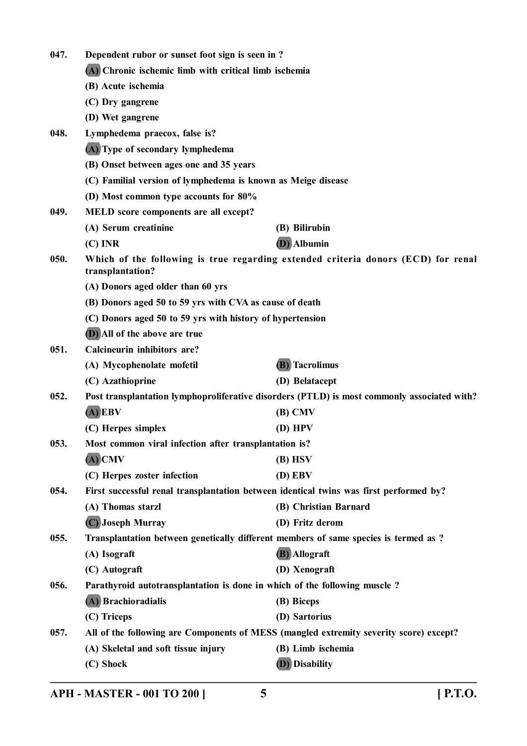047. **Dependent rubor or sunset foot sign is seen in ?**

**(A) Chronic ischemic limb with critical limb ischemia**

**(B) Acute ischemia**

**(C) Dry gangrene**

**(D) Wet gangrene**

048. **Lymphedema praecox, false is?**

**(A) Type of secondary lymphedema**

**(B) Onset between ages one and 35 years**

**(C) Familial version of lymphedema is known as Meige disease**

**(D) Most common type accounts for 80%**

049. **MELD score components are all except?**

**(A) Serum creatinine** **(B) Bilirubin**

**(C) INR** **(D) Albumin**

050. **Which of the following is true regarding extended criteria donors (ECD) for renal transplantation?**

**(A) Donors aged older than 60 yrs**

**(B) Donors aged 50 to 59 yrs with CVA as cause of death**

**(C) Donors aged 50 to 59 yrs with history of hypertension**

**(D) All of the above are true**

051. **Calcineurin inhibitors are?**

**(A) Mycophenolate mofetil** **(B) Tacrolimus**

**(C) Azathioprine** **(D) Belatacept**

052. **Post transplantation lymphoproliferative disorders (PTLD) is most commonly associated with?**

**(A) EBV** **(B) CMV**

**(C) Herpes simplex** **(D) HPV**

053. **Most common viral infection after transplantation is?**

**(A) CMV** **(B) HSV**

**(C) Herpes zoster infection** **(D) EBV**

054. **First successful renal transplantation between identical twins was first performed by?**

**(A) Thomas starzl** **(B) Christian Barnard**

**(C) Joseph Murray** **(D) Fritz derom**

055. **Transplantation between genetically different members of same species is termed as ?**

**(A) Isograft** **(B) Allograft**

**(C) Autograft** **(D) Xenograft**

056. **Parathyroid autotransplantation is done in which of the following muscle ?**

**(A) Brachioradialis** **(B) Biceps**

**(C) Triceps** **(D) Sartorius**

057. **All of the following are Components of MESS (mangled extremity severity score) except?**

**(A) Skeletal and soft tissue injury** **(B) Limb ischemia**

**(C) Shock** **(D) Disability**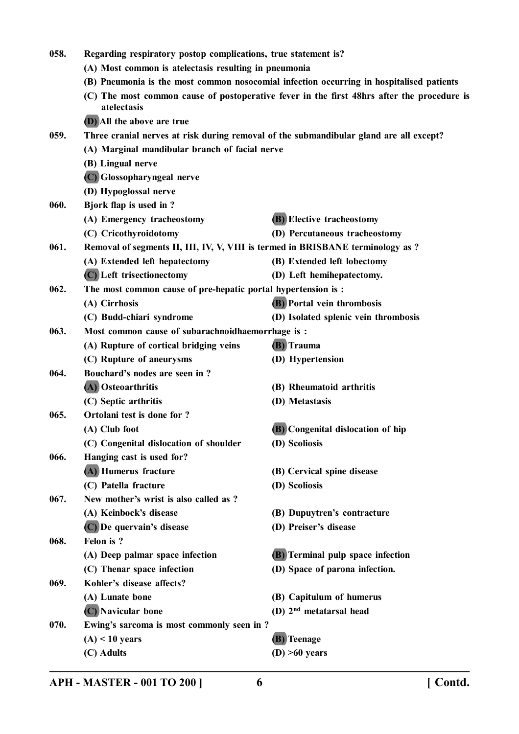058. Regarding respiratory postop complications, true statement is?

(A) Most common is atelectasis resulting in pneumonia

(B) Pneumonia is the most common nosocomial infection occurring in hospitalised patients

(C) The most common cause of postoperative fever in the first 48hrs after the procedure is atelectasis

**(D)** All the above are true

059. Three cranial nerves at risk during removal of the submandibular gland are all except?

(A) Marginal mandibular branch of facial nerve

(B) Lingual nerve

**(C)** Glossopharyngeal nerve

(D) Hypoglossal nerve

060. Bjork flap is used in ?

(A) Emergency tracheostomy

**(B)** Elective tracheostomy

(C) Cricothyroidotomy

(D) Percutaneous tracheostomy

061. Removal of segments II, III, IV, V, VIII is termed in BRISBANE terminology as ?

(A) Extended left hepatectomy

(B) Extended left lobectomy

**(C)** Left trisectionectomy

(D) Left hemihepatectomy.

062. The most common cause of pre-hepatic portal hypertension is :

(A) Cirrhosis

**(B)** Portal vein thrombosis

(C) Budd-chiari syndrome

(D) Isolated splenic vein thrombosis

063. Most common cause of subarachnoidhaemorrhage is :

(A) Rupture of cortical bridging veins

**(B)** Trauma

(C) Rupture of aneurysms

(D) Hypertension

064. Bouchard's nodes are seen in ?

**(A)** Osteoarthritis

(B) Rheumatoid arthritis

(C) Septic arthritis

(D) Metastasis

065. Ortolani test is done for ?

(A) Club foot

**(B)** Congenital dislocation of hip

(C) Congenital dislocation of shoulder

(D) Scoliosis

066. Hanging cast is used for?

**(A)** Humerus fracture

(B) Cervical spine disease

(C) Patella fracture

(D) Scoliosis

067. New mother's wrist is also called as ?

(A) Keinbock's disease

(B) Dupuytren's contracture

**(C)** De quervain's disease

(D) Preiser's disease

068. Felon is ?

(A) Deep palmar space infection

**(B)** Terminal pulp space infection

(C) Thenar space infection

(D) Space of parona infection.

069. Kohler's disease affects?

(A) Lunate bone

(B) Capitulum of humerus

**(C)** Navicular bone

(D) 2nd metatarsal head

070. Ewing's sarcoma is most commonly seen in ?

(A) < 10 years

**(B)** Teenage

(C) Adults

(D) >60 years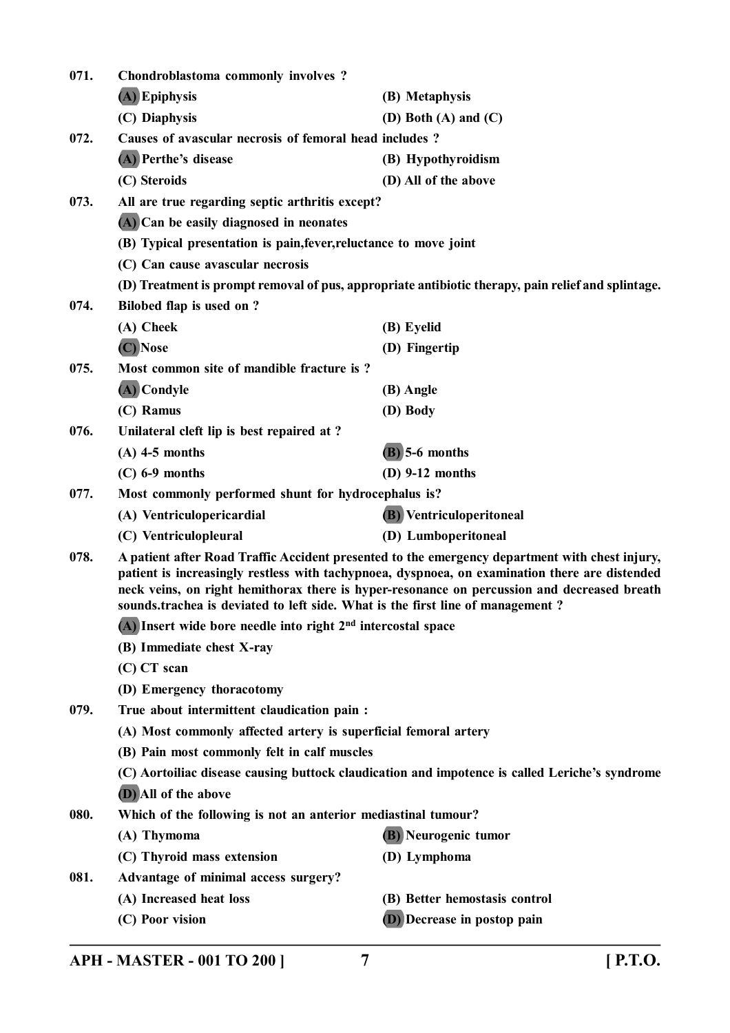071. **Chondroblastoma commonly involves ?**

- **(A) Epiphysis**
- (B) Metaphysis
- (C) Diaphysis
- (D) Both (A) and (C)

072. **Causes of avascular necrosis of femoral head includes ?**

- **(A) Perthe's disease**
- (B) Hypothyroidism
- (C) Steroids
- (D) All of the above

073. **All are true regarding septic arthritis except?**

- **(A) Can be easily diagnosed in neonates**
- (B) Typical presentation is pain,fever,reluctance to move joint
- (C) Can cause avascular necrosis
- (D) Treatment is prompt removal of pus, appropriate antibiotic therapy, pain relief and splintage.

074. **Bilobed flap is used on ?**

- (A) Cheek
- (B) Eyelid
- **(C) Nose**
- (D) Fingertip

075. **Most common site of mandible fracture is ?**

- **(A) Condyle**
- (B) Angle
- (C) Ramus
- (D) Body

076. **Unilateral cleft lip is best repaired at ?**

- (A) 4-5 months
- **(B) 5-6 months**
- (C) 6-9 months
- (D) 9-12 months

077. **Most commonly performed shunt for hydrocephalus is?**

- (A) Ventriculopericardial
- **(B) Ventriculoperitoneal**
- (C) Ventriculopleural
- (D) Lumboperitoneal

078. **A patient after Road Traffic Accident presented to the emergency department with chest injury, patient is increasingly restless with tachypnoea, dyspnoea, on examination there are distended neck veins, on right hemithorax there is hyper-resonance on percussion and decreased breath sounds.trachea is deviated to left side. What is the first line of management ?**

- **(A) Insert wide bore needle into right 2nd intercostal space**
- (B) Immediate chest X-ray
- (C) CT scan
- (D) Emergency thoracotomy

079. **True about intermittent claudication pain :**

- (A) Most commonly affected artery is superficial femoral artery
- (B) Pain most commonly felt in calf muscles
- (C) Aortoiliac disease causing buttock claudication and impotence is called Leriche's syndrome
- **(D) All of the above**

080. **Which of the following is not an anterior mediastinal tumour?**

- (A) Thymoma
- **(B) Neurogenic tumor**
- (C) Thyroid mass extension
- (D) Lymphoma

081. **Advantage of minimal access surgery?**

- (A) Increased heat loss
- (B) Better hemostasis control
- (C) Poor vision
- **(D) Decrease in postop pain**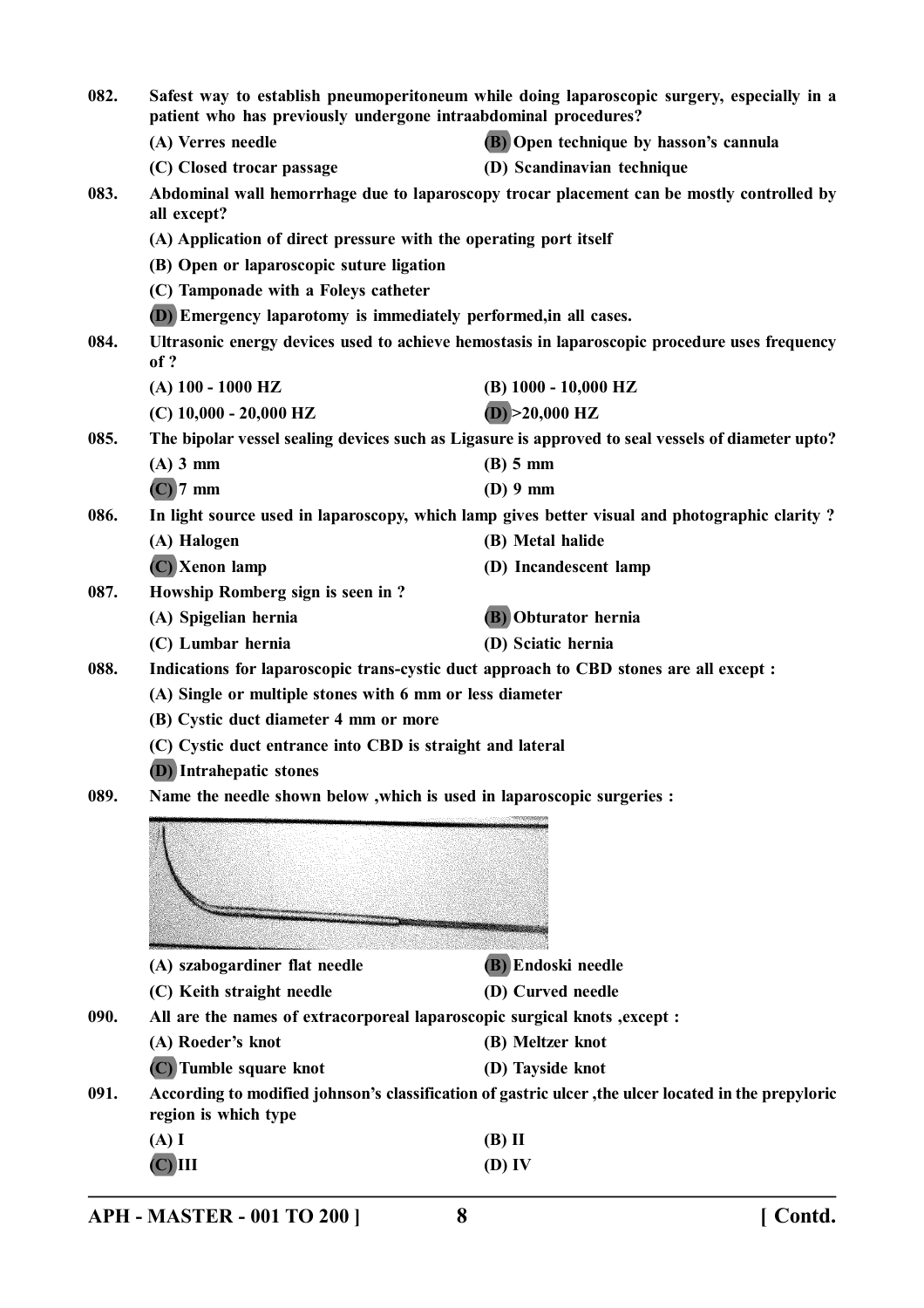082. **Safest way to establish pneumoperitoneum while doing laparoscopic surgery, especially in a patient who has previously undergone intraabdominal procedures?**

(A) Verres needle
(B) Open technique by hasson's cannula
(C) Closed trocar passage
(D) Scandinavian technique

083. **Abdominal wall hemorrhage due to laparoscopy trocar placement can be mostly controlled by all except?**

(A) Application of direct pressure with the operating port itself
(B) Open or laparoscopic suture ligation
(C) Tamponade with a Foleys catheter
(D) Emergency laparotomy is immediately performed,in all cases.

084. **Ultrasonic energy devices used to achieve hemostasis in laparoscopic procedure uses frequency of ?**

(A) 100 - 1000 HZ
(B) 1000 - 10,000 HZ
(C) 10,000 - 20,000 HZ
(D) >20,000 HZ

085. **The bipolar vessel sealing devices such as Ligasure is approved to seal vessels of diameter upto?**

(A) 3 mm
(B) 5 mm
(C) 7 mm
(D) 9 mm

086. **In light source used in laparoscopy, which lamp gives better visual and photographic clarity ?**

(A) Halogen
(B) Metal halide
(C) Xenon lamp
(D) Incandescent lamp

087. **Howship Romberg sign is seen in ?**

(A) Spigelian hernia
(B) Obturator hernia
(C) Lumbar hernia
(D) Sciatic hernia

088. **Indications for laparoscopic trans-cystic duct approach to CBD stones are all except :**

(A) Single or multiple stones with 6 mm or less diameter
(B) Cystic duct diameter 4 mm or more
(C) Cystic duct entrance into CBD is straight and lateral
(D) Intrahepatic stones

089. **Name the needle shown below ,which is used in laparoscopic surgeries :**

(A) szabogardiner flat needle
(B) Endoski needle
(C) Keith straight needle
(D) Curved needle

090. **All are the names of extracorporeal laparoscopic surgical knots ,except :**

(A) Roeder's knot
(B) Meltzer knot
(C) Tumble square knot
(D) Tayside knot

091. **According to modified johnson's classification of gastric ulcer ,the ulcer located in the prepyloric region is which type**

(A) I
(B) II
(C) III
(D) IV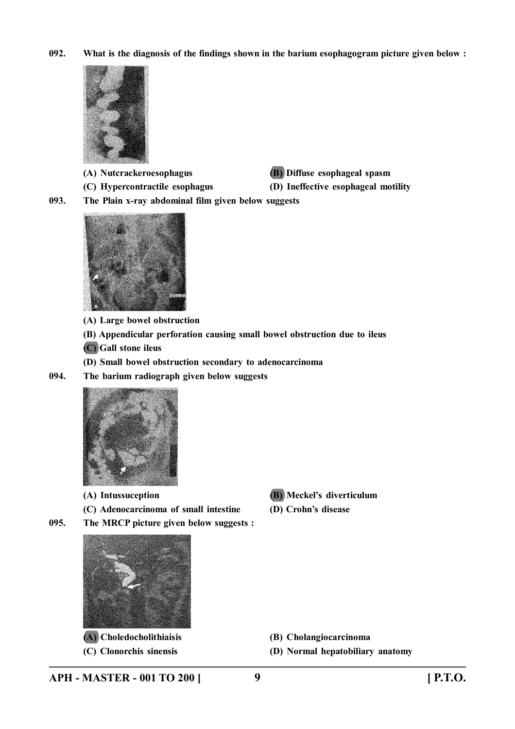092. **What is the diagnosis of the findings shown in the barium esophagogram picture given below :**

(A) Nutcrackeroesophagus

(B) Diffuse esophageal spasm

(C) Hypercontractile esophagus

(D) Ineffective esophageal motility

093. **The Plain x-ray abdominal film given below suggests**

(A) Large bowel obstruction

(B) Appendicular perforation causing small bowel obstruction due to ileus

(C) Gall stone ileus

(D) Small bowel obstruction secondary to adenocarcinoma

094. **The barium radiograph given below suggests**

(A) Intussuception

(B) Meckel's diverticulum

(C) Adenocarcinoma of small intestine

(D) Crohn's disease

095. **The MRCP picture given below suggests :**

(A) Choledocholithiaisis

(B) Cholangiocarcinoma

(C) Clonorchis sinensis

(D) Normal hepatobiliary anatomy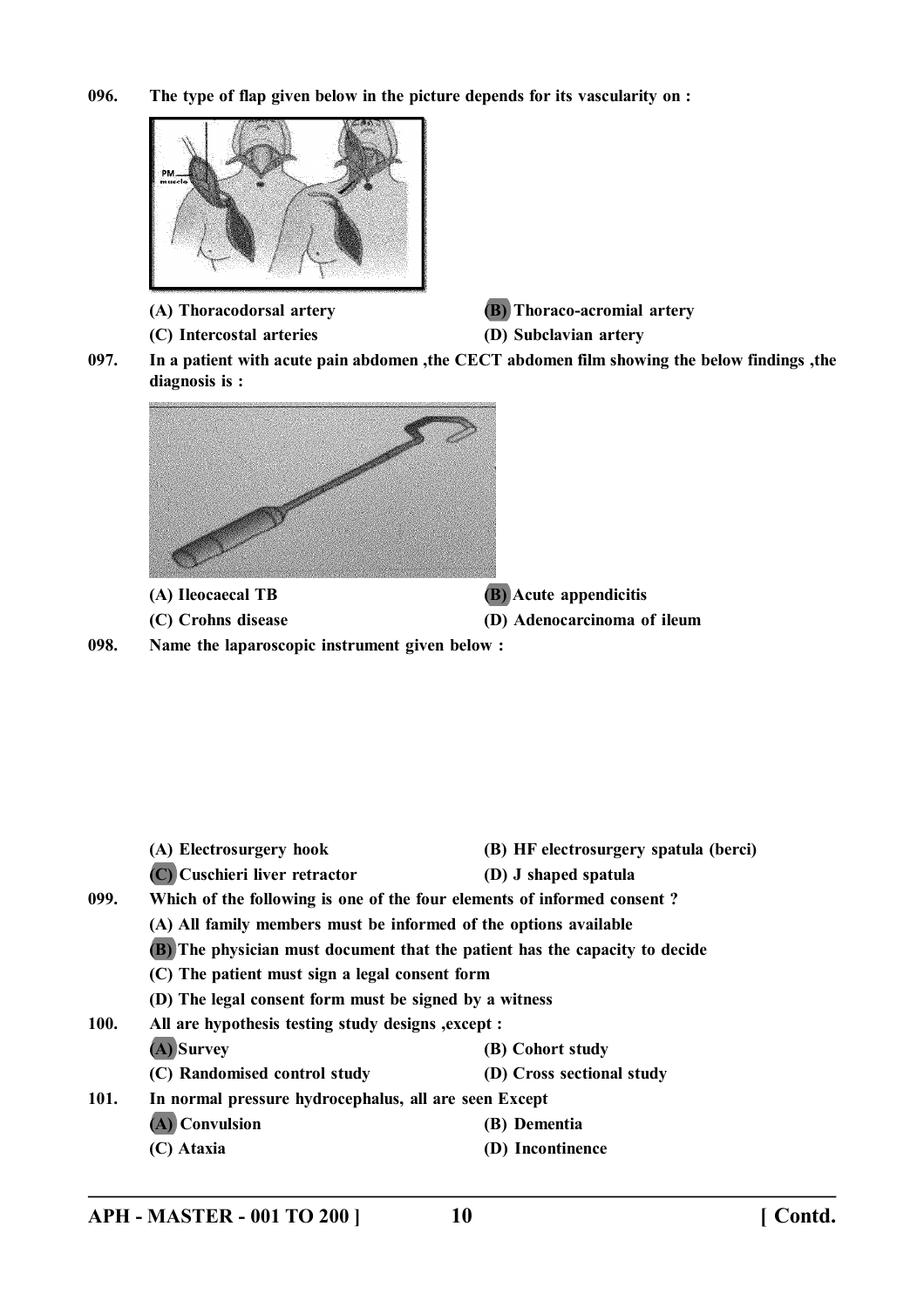096. **The type of flap given below in the picture depends for its vascularity on :**

(A) Thoracodorsal artery
(B) Thoraco-acromial artery
(C) Intercostal arteries
(D) Subclavian artery

097. **In a patient with acute pain abdomen ,the CECT abdomen film showing the below findings ,the diagnosis is :**

(A) Ileocaecal TB
(B) Acute appendicitis
(C) Crohns disease
(D) Adenocarcinoma of ileum

098. **Name the laparoscopic instrument given below :**

(A) Electrosurgery hook
(B) HF electrosurgery spatula (berci)
(C) Cuschieri liver retractor
(D) J shaped spatula

099. **Which of the following is one of the four elements of informed consent ?**

(A) All family members must be informed of the options available
(B) The physician must document that the patient has the capacity to decide
(C) The patient must sign a legal consent form
(D) The legal consent form must be signed by a witness

100. **All are hypothesis testing study designs ,except :**

(A) Survey
(B) Cohort study
(C) Randomised control study
(D) Cross sectional study

101. **In normal pressure hydrocephalus, all are seen Except**

(A) Convulsion
(B) Dementia
(C) Ataxia
(D) Incontinence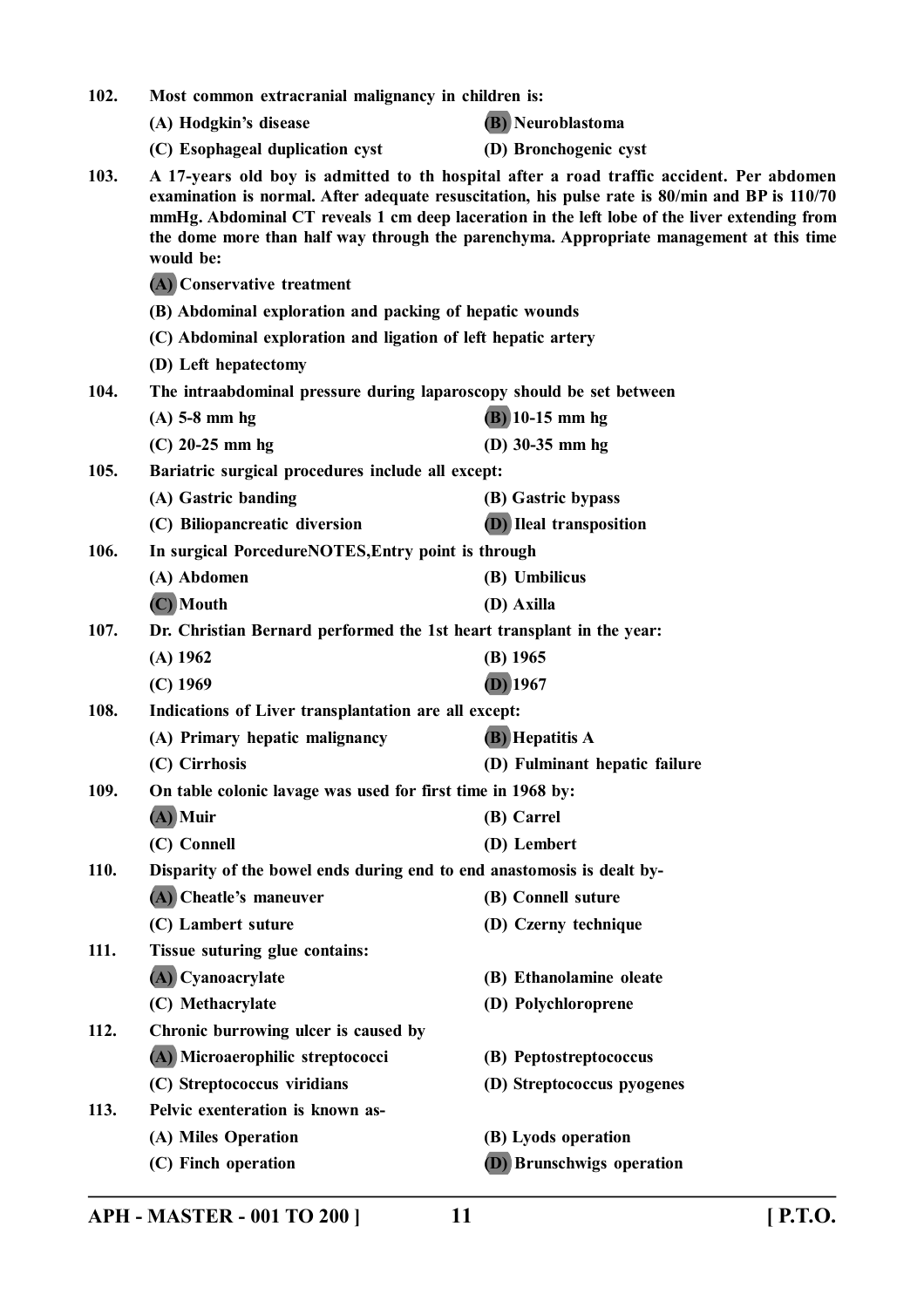102. Most common extracranial malignancy in children is:

(A) Hodgkin's disease
(B) Neuroblastoma
(C) Esophageal duplication cyst
(D) Bronchogenic cyst

103. A 17-years old boy is admitted to th hospital after a road traffic accident. Per abdomen examination is normal. After adequate resuscitation, his pulse rate is 80/min and BP is 110/70 mmHg. Abdominal CT reveals 1 cm deep laceration in the left lobe of the liver extending from the dome more than half way through the parenchyma. Appropriate management at this time would be:

(A) Conservative treatment
(B) Abdominal exploration and packing of hepatic wounds
(C) Abdominal exploration and ligation of left hepatic artery
(D) Left hepatectomy

104. The intraabdominal pressure during laparoscopy should be set between

(A) 5-8 mm hg
(B) 10-15 mm hg
(C) 20-25 mm hg
(D) 30-35 mm hg

105. Bariatric surgical procedures include all except:

(A) Gastric banding
(B) Gastric bypass
(C) Biliopancreatic diversion
(D) Ileal transposition

106. In surgical PorcedureNOTES,Entry point is through

(A) Abdomen
(B) Umbilicus
(C) Mouth
(D) Axilla

107. Dr. Christian Bernard performed the 1st heart transplant in the year:

(A) 1962
(B) 1965
(C) 1969
(D) 1967

108. Indications of Liver transplantation are all except:

(A) Primary hepatic malignancy
(B) Hepatitis A
(C) Cirrhosis
(D) Fulminant hepatic failure

109. On table colonic lavage was used for first time in 1968 by:

(A) Muir
(B) Carrel
(C) Connell
(D) Lembert

110. Disparity of the bowel ends during end to end anastomosis is dealt by-

(A) Cheatle's maneuver
(B) Connell suture
(C) Lambert suture
(D) Czerny technique

111. Tissue suturing glue contains:

(A) Cyanoacrylate
(B) Ethanolamine oleate
(C) Methacrylate
(D) Polychloroprene

112. Chronic burrowing ulcer is caused by

(A) Microaerophilic streptococci
(B) Peptostreptococcus
(C) Streptococcus viridians
(D) Streptococcus pyogenes

113. Pelvic exenteration is known as-

(A) Miles Operation
(B) Lyods operation
(C) Finch operation
(D) Brunschwigs operation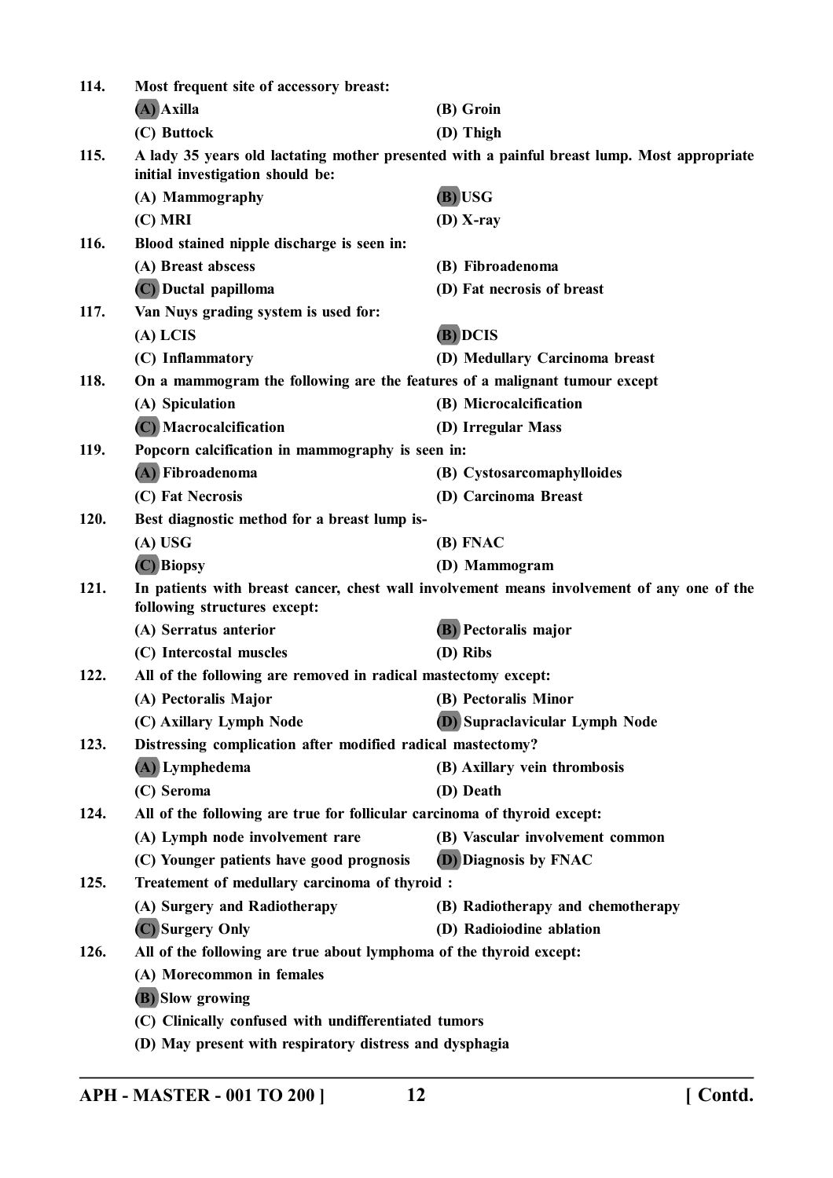114. **Most frequent site of accessory breast:**

(A) Axilla (B) Groin

(C) Buttock (D) Thigh

115. **A lady 35 years old lactating mother presented with a painful breast lump. Most appropriate initial investigation should be:**

(A) Mammography (B) USG

(C) MRI (D) X-ray

116. **Blood stained nipple discharge is seen in:**

(A) Breast abscess (B) Fibroadenoma

(C) Ductal papilloma (D) Fat necrosis of breast

117. **Van Nuys grading system is used for:**

(A) LCIS (B) DCIS

(C) Inflammatory (D) Medullary Carcinoma breast

118. **On a mammogram the following are the features of a malignant tumour except**

(A) Spiculation (B) Microcalcification

(C) Macrocalcification (D) Irregular Mass

119. **Popcorn calcification in mammography is seen in:**

(A) Fibroadenoma (B) Cystosarcomaphylloides

(C) Fat Necrosis (D) Carcinoma Breast

120. **Best diagnostic method for a breast lump is-**

(A) USG (B) FNAC

(C) Biopsy (D) Mammogram

121. **In patients with breast cancer, chest wall involvement means involvement of any one of the following structures except:**

(A) Serratus anterior (B) Pectoralis major

(C) Intercostal muscles (D) Ribs

122. **All of the following are removed in radical mastectomy except:**

(A) Pectoralis Major (B) Pectoralis Minor

(C) Axillary Lymph Node (D) Supraclavicular Lymph Node

123. **Distressing complication after modified radical mastectomy?**

(A) Lymphedema (B) Axillary vein thrombosis

(C) Seroma (D) Death

124. **All of the following are true for follicular carcinoma of thyroid except:**

(A) Lymph node involvement rare (B) Vascular involvement common

(C) Younger patients have good prognosis (D) Diagnosis by FNAC

125. **Treatement of medullary carcinoma of thyroid :**

(A) Surgery and Radiotherapy (B) Radiotherapy and chemotherapy

(C) Surgery Only (D) Radioiodine ablation

126. **All of the following are true about lymphoma of the thyroid except:**

(A) Morecommon in females

(B) Slow growing

(C) Clinically confused with undifferentiated tumors

(D) May present with respiratory distress and dysphagia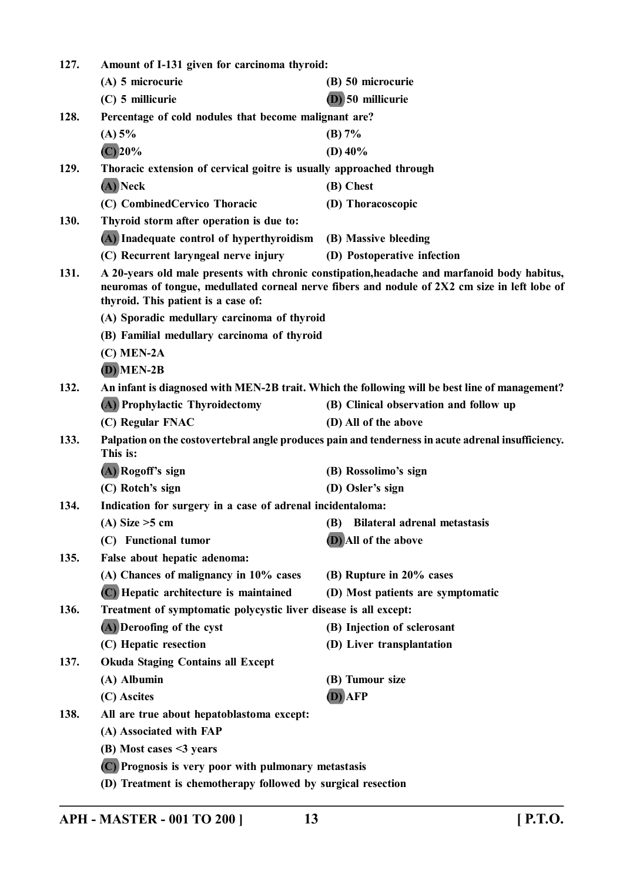127. **Amount of I-131 given for carcinoma thyroid:**

(A) 5 microcurie
(B) 50 microcurie
(C) 5 millicurie
**(D) 50 millicurie**

128. **Percentage of cold nodules that become malignant are?**

(A) 5%
(B) 7%
**(C) 20%**
(D) 40%

129. **Thoracic extension of cervical goitre is usually approached through**

**(A) Neck**
(B) Chest
(C) CombinedCervico Thoracic
(D) Thoracoscopic

130. **Thyroid storm after operation is due to:**

**(A) Inadequate control of hyperthyroidism**
(B) Massive bleeding
(C) Recurrent laryngeal nerve injury
(D) Postoperative infection

131. **A 20-years old male presents with chronic constipation,headache and marfanoid body habitus, neuromas of tongue, medullated corneal nerve fibers and nodule of 2X2 cm size in left lobe of thyroid. This patient is a case of:**

(A) Sporadic medullary carcinoma of thyroid
(B) Familial medullary carcinoma of thyroid
(C) MEN-2A
**(D) MEN-2B**

132. **An infant is diagnosed with MEN-2B trait. Which the following will be best line of management?**

**(A) Prophylactic Thyroidectomy**
(B) Clinical observation and follow up
(C) Regular FNAC
(D) All of the above

133. **Palpation on the costovertebral angle produces pain and tenderness in acute adrenal insufficiency. This is:**

**(A) Rogoff's sign**
(B) Rossolimo's sign
(C) Rotch's sign
(D) Osler's sign

134. **Indication for surgery in a case of adrenal incidentaloma:**

(A) Size >5 cm
(B) Bilateral adrenal metastasis
(C) Functional tumor
**(D) All of the above**

135. **False about hepatic adenoma:**

(A) Chances of malignancy in 10% cases
(B) Rupture in 20% cases
**(C) Hepatic architecture is maintained**
(D) Most patients are symptomatic

136. **Treatment of symptomatic polycystic liver disease is all except:**

**(A) Deroofing of the cyst**
(B) Injection of sclerosant
(C) Hepatic resection
(D) Liver transplantation

137. **Okuda Staging Contains all Except**

(A) Albumin
(B) Tumour size
(C) Ascites
**(D) AFP**

138. **All are true about hepatoblastoma except:**

(A) Associated with FAP
(B) Most cases <3 years
**(C) Prognosis is very poor with pulmonary metastasis**
(D) Treatment is chemotherapy followed by surgical resection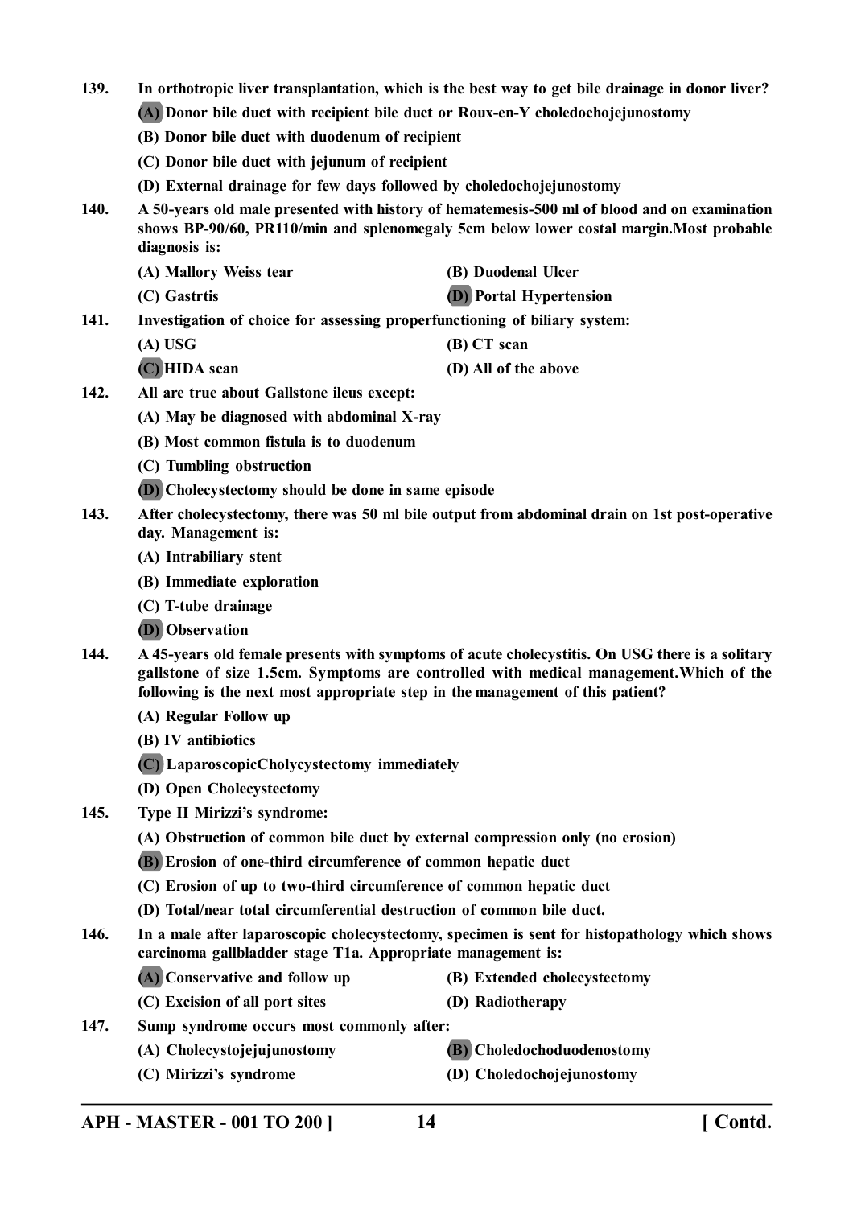**139. In orthotropic liver transplantation, which is the best way to get bile drainage in donor liver?**

**(A) Donor bile duct with recipient bile duct or Roux-en-Y choledochojejunostomy**

**(B) Donor bile duct with duodenum of recipient**

**(C) Donor bile duct with jejunum of recipient**

**(D) External drainage for few days followed by choledochojejunostomy**

**140. A 50-years old male presented with history of hematemesis-500 ml of blood and on examination shows BP-90/60, PR110/min and splenomegaly 5cm below lower costal margin.Most probable diagnosis is:**

**(A) Mallory Weiss tear**

**(B) Duodenal Ulcer**

**(C) Gastrtis**

**(D) Portal Hypertension**

**141. Investigation of choice for assessing properfunctioning of biliary system:**

**(A) USG**

**(B) CT scan**

**(C) HIDA scan**

**(D) All of the above**

**142. All are true about Gallstone ileus except:**

**(A) May be diagnosed with abdominal X-ray**

**(B) Most common fistula is to duodenum**

**(C) Tumbling obstruction**

**(D) Cholecystectomy should be done in same episode**

**143. After cholecystectomy, there was 50 ml bile output from abdominal drain on 1st post-operative day. Management is:**

**(A) Intrabiliary stent**

**(B) Immediate exploration**

**(C) T-tube drainage**

**(D) Observation**

**144. A 45-years old female presents with symptoms of acute cholecystitis. On USG there is a solitary gallstone of size 1.5cm. Symptoms are controlled with medical management.Which of the following is the next most appropriate step in the management of this patient?**

**(A) Regular Follow up**

**(B) IV antibiotics**

**(C) LaparoscopicCholycystectomy immediately**

**(D) Open Cholecystectomy**

**145. Type II Mirizzi's syndrome:**

**(A) Obstruction of common bile duct by external compression only (no erosion)**

**(B) Erosion of one-third circumference of common hepatic duct**

**(C) Erosion of up to two-third circumference of common hepatic duct**

**(D) Total/near total circumferential destruction of common bile duct.**

**146. In a male after laparoscopic cholecystectomy, specimen is sent for histopathology which shows carcinoma gallbladder stage T1a. Appropriate management is:**

**(A) Conservative and follow up**

**(B) Extended cholecystectomy**

**(C) Excision of all port sites**

**(D) Radiotherapy**

**147. Sump syndrome occurs most commonly after:**

**(A) Cholecystojejujunostomy**

**(B) Choledochoduodenostomy**

**(C) Mirizzi's syndrome**

**(D) Choledochojejunostomy**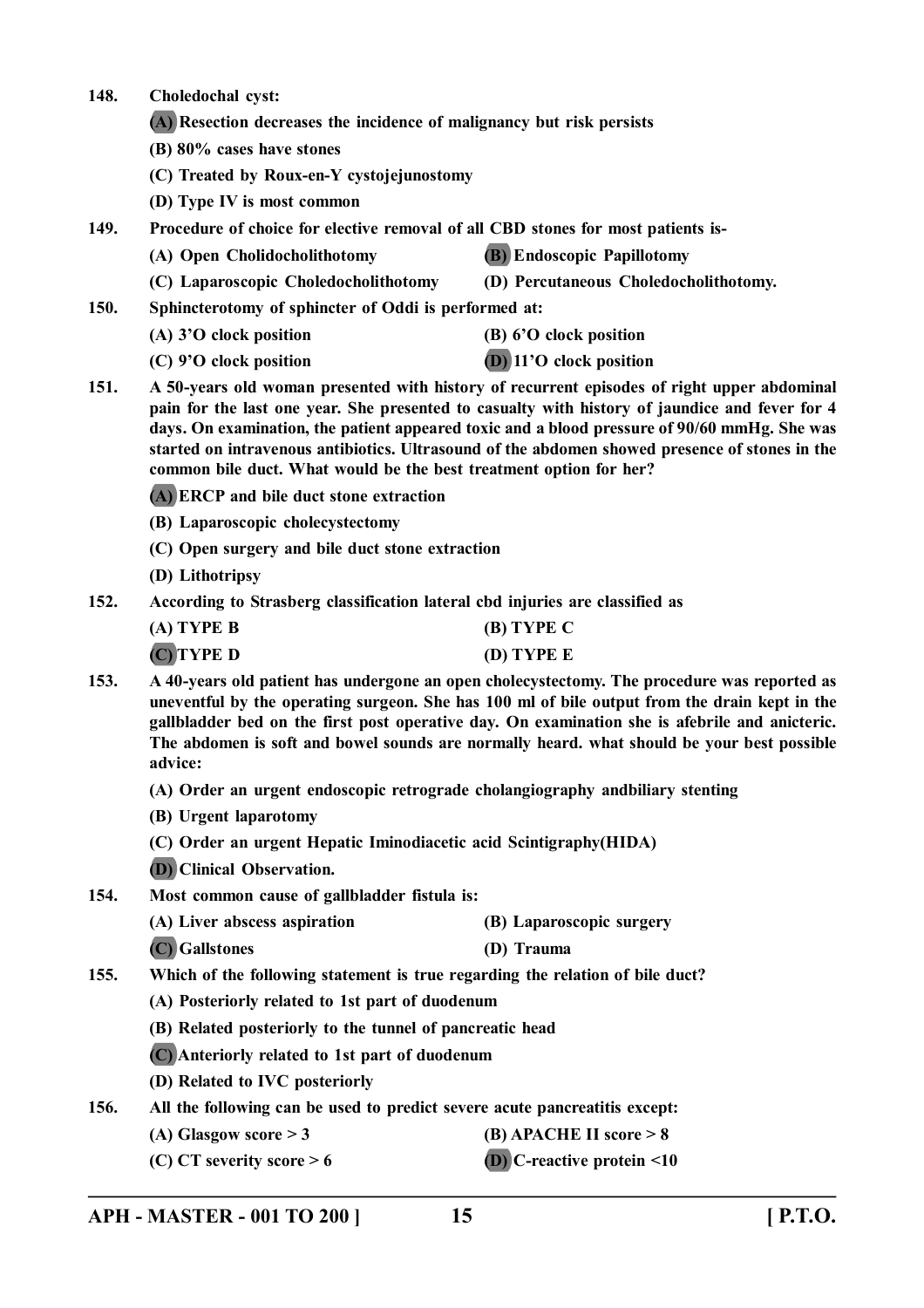148. **Choledochal cyst:**

**(A) Resection decreases the incidence of malignancy but risk persists**

**(B) 80% cases have stones**

**(C) Treated by Roux-en-Y cystojejunostomy**

**(D) Type IV is most common**

149. **Procedure of choice for elective removal of all CBD stones for most patients is-**

**(A) Open Cholidocholithotomy** **(B) Endoscopic Papillotomy**

**(C) Laparoscopic Choledocholithotomy** **(D) Percutaneous Choledocholithotomy.**

150. **Sphincterotomy of sphincter of Oddi is performed at:**

**(A) 3'O clock position** **(B) 6'O clock position**

**(C) 9'O clock position** **(D) 11'O clock position**

151. **A 50-years old woman presented with history of recurrent episodes of right upper abdominal pain for the last one year. She presented to casualty with history of jaundice and fever for 4 days. On examination, the patient appeared toxic and a blood pressure of 90/60 mmHg. She was started on intravenous antibiotics. Ultrasound of the abdomen showed presence of stones in the common bile duct. What would be the best treatment option for her?**

**(A) ERCP and bile duct stone extraction**

**(B) Laparoscopic cholecystectomy**

**(C) Open surgery and bile duct stone extraction**

**(D) Lithotripsy**

152. **According to Strasberg classification lateral cbd injuries are classified as**

**(A) TYPE B** **(B) TYPE C**

**(C) TYPE D** **(D) TYPE E**

153. **A 40-years old patient has undergone an open cholecystectomy. The procedure was reported as uneventful by the operating surgeon. She has 100 ml of bile output from the drain kept in the gallbladder bed on the first post operative day. On examination she is afebrile and anicteric. The abdomen is soft and bowel sounds are normally heard. what should be your best possible advice:**

**(A) Order an urgent endoscopic retrograde cholangiography andbiliary stenting**

**(B) Urgent laparotomy**

**(C) Order an urgent Hepatic Iminodiacetic acid Scintigraphy(HIDA)**

**(D) Clinical Observation.**

154. **Most common cause of gallbladder fistula is:**

**(A) Liver abscess aspiration** **(B) Laparoscopic surgery**

**(C) Gallstones** **(D) Trauma**

155. **Which of the following statement is true regarding the relation of bile duct?**

**(A) Posteriorly related to 1st part of duodenum**

**(B) Related posteriorly to the tunnel of pancreatic head**

**(C) Anteriorly related to 1st part of duodenum**

**(D) Related to IVC posteriorly**

156. **All the following can be used to predict severe acute pancreatitis except:**

**(A) Glasgow score > 3** **(B) APACHE II score > 8**

**(C) CT severity score > 6** **(D) C-reactive protein <10**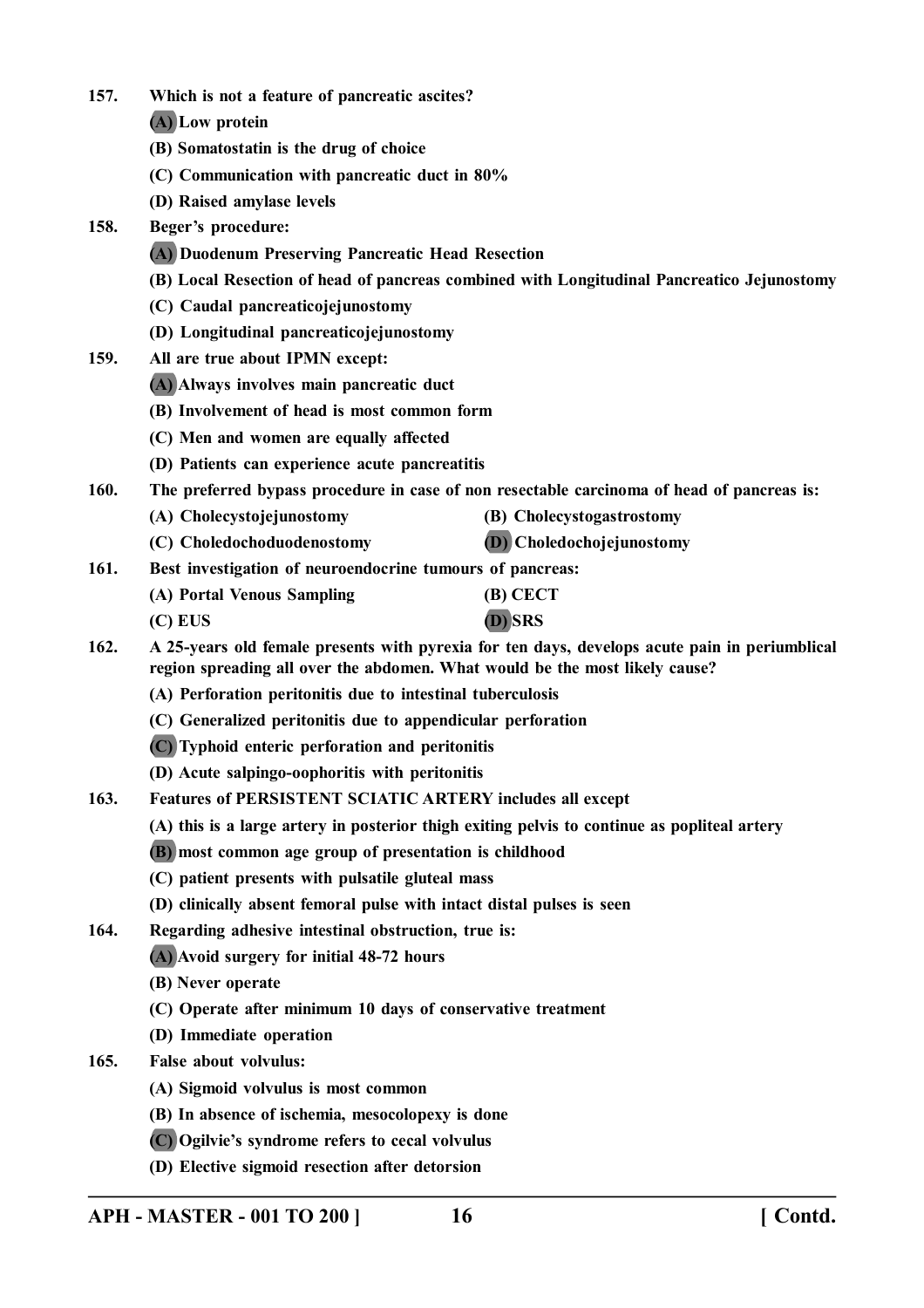**157. Which is not a feature of pancreatic ascites?**

**(A) Low protein**

**(B) Somatostatin is the drug of choice**

**(C) Communication with pancreatic duct in 80%**

**(D) Raised amylase levels**

**158. Beger's procedure:**

**(A) Duodenum Preserving Pancreatic Head Resection**

**(B) Local Resection of head of pancreas combined with Longitudinal Pancreatico Jejunostomy**

**(C) Caudal pancreaticojejunostomy**

**(D) Longitudinal pancreaticojejunostomy**

**159. All are true about IPMN except:**

**(A) Always involves main pancreatic duct**

**(B) Involvement of head is most common form**

**(C) Men and women are equally affected**

**(D) Patients can experience acute pancreatitis**

**160. The preferred bypass procedure in case of non resectable carcinoma of head of pancreas is:**

**(A) Cholecystojejunostomy**

**(B) Cholecystogastrostomy**

**(C) Choledochoduodenostomy**

**(D) Choledochojejunostomy**

**161. Best investigation of neuroendocrine tumours of pancreas:**

**(A) Portal Venous Sampling**

**(B) CECT**

**(C) EUS**

**(D) SRS**

**162. A 25-years old female presents with pyrexia for ten days, develops acute pain in periumblical region spreading all over the abdomen. What would be the most likely cause?**

**(A) Perforation peritonitis due to intestinal tuberculosis**

**(C) Generalized peritonitis due to appendicular perforation**

**(C) Typhoid enteric perforation and peritonitis**

**(D) Acute salpingo-oophoritis with peritonitis**

**163. Features of PERSISTENT SCIATIC ARTERY includes all except**

**(A) this is a large artery in posterior thigh exiting pelvis to continue as popliteal artery**

**(B) most common age group of presentation is childhood**

**(C) patient presents with pulsatile gluteal mass**

**(D) clinically absent femoral pulse with intact distal pulses is seen**

**164. Regarding adhesive intestinal obstruction, true is:**

**(A) Avoid surgery for initial 48-72 hours**

**(B) Never operate**

**(C) Operate after minimum 10 days of conservative treatment**

**(D) Immediate operation**

**165. False about volvulus:**

**(A) Sigmoid volvulus is most common**

**(B) In absence of ischemia, mesocolopexy is done**

**(C) Ogilvie's syndrome refers to cecal volvulus**

**(D) Elective sigmoid resection after detorsion**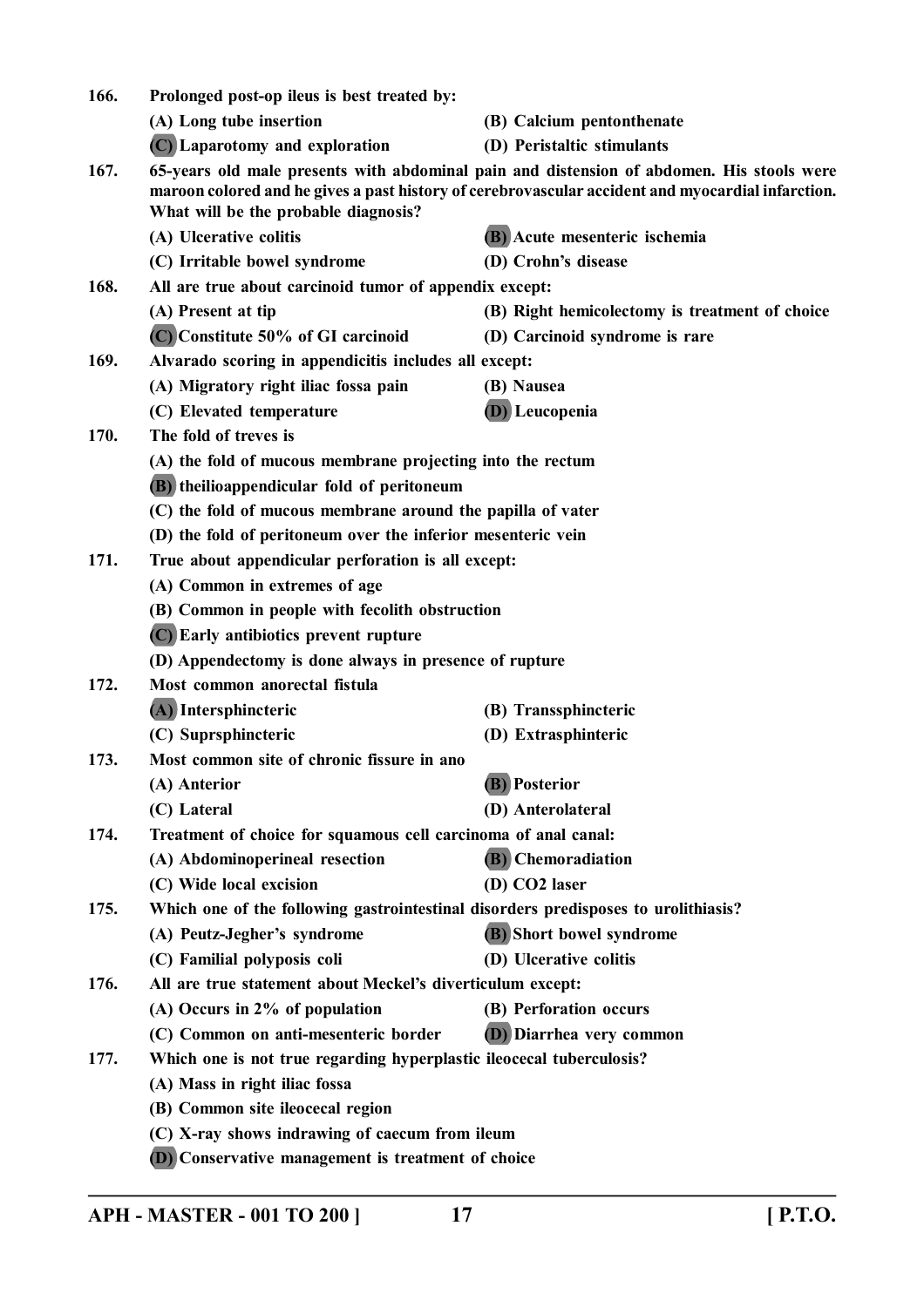166. **Prolonged post-op ileus is best treated by:**

(A) Long tube insertion
(B) Calcium pentonthenate
(C) Laparotomy and exploration
(D) Peristaltic stimulants

167. **65-years old male presents with abdominal pain and distension of abdomen. His stools were maroon colored and he gives a past history of cerebrovascular accident and myocardial infarction. What will be the probable diagnosis?**

(A) Ulcerative colitis
(B) Acute mesenteric ischemia
(C) Irritable bowel syndrome
(D) Crohn's disease

168. **All are true about carcinoid tumor of appendix except:**

(A) Present at tip
(B) Right hemicolectomy is treatment of choice
(C) Constitute 50% of GI carcinoid
(D) Carcinoid syndrome is rare

169. **Alvarado scoring in appendicitis includes all except:**

(A) Migratory right iliac fossa pain
(B) Nausea
(C) Elevated temperature
(D) Leucopenia

170. **The fold of treves is**

(A) the fold of mucous membrane projecting into the rectum
(B) theilioappendicular fold of peritoneum
(C) the fold of mucous membrane around the papilla of vater
(D) the fold of peritoneum over the inferior mesenteric vein

171. **True about appendicular perforation is all except:**

(A) Common in extremes of age
(B) Common in people with fecolith obstruction
(C) Early antibiotics prevent rupture
(D) Appendectomy is done always in presence of rupture

172. **Most common anorectal fistula**

(A) Intersphincteric
(B) Transsphincteric
(C) Suprsphincteric
(D) Extrasphinteric

173. **Most common site of chronic fissure in ano**

(A) Anterior
(B) Posterior
(C) Lateral
(D) Anterolateral

174. **Treatment of choice for squamous cell carcinoma of anal canal:**

(A) Abdominoperineal resection
(B) Chemoradiation
(C) Wide local excision
(D) CO2 laser

175. **Which one of the following gastrointestinal disorders predisposes to urolithiasis?**

(A) Peutz-Jegher's syndrome
(B) Short bowel syndrome
(C) Familial polyposis coli
(D) Ulcerative colitis

176. **All are true statement about Meckel's diverticulum except:**

(A) Occurs in 2% of population
(B) Perforation occurs
(C) Common on anti-mesenteric border
(D) Diarrhea very common

177. **Which one is not true regarding hyperplastic ileocecal tuberculosis?**

(A) Mass in right iliac fossa
(B) Common site ileocecal region
(C) X-ray shows indrawing of caecum from ileum
(D) Conservative management is treatment of choice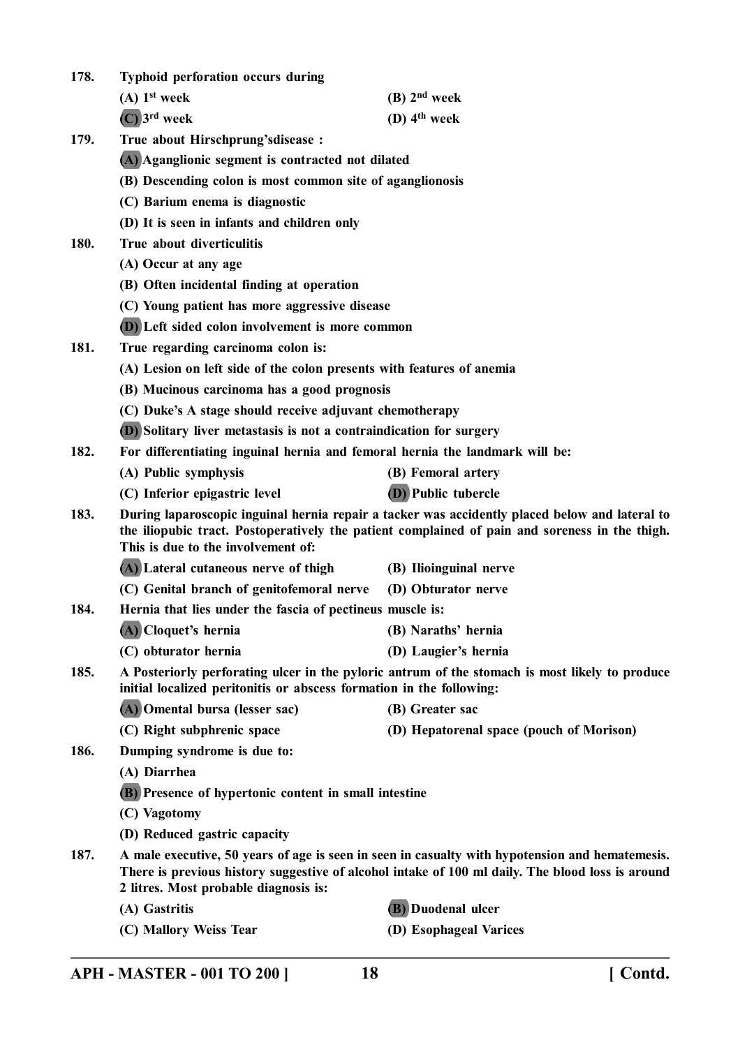**178. Typhoid perforation occurs during**

(A) 1$^{st}$ week
(B) 2$^{nd}$ week
(C) 3$^{rd}$ week
(D) 4$^{th}$ week

**179. True about Hirschprung'sdisease :**

(A) Aganglionic segment is contracted not dilated
(B) Descending colon is most common site of aganglionosis
(C) Barium enema is diagnostic
(D) It is seen in infants and children only

**180. True about diverticulitis**

(A) Occur at any age
(B) Often incidental finding at operation
(C) Young patient has more aggressive disease
(D) Left sided colon involvement is more common

**181. True regarding carcinoma colon is:**

(A) Lesion on left side of the colon presents with features of anemia
(B) Mucinous carcinoma has a good prognosis
(C) Duke's A stage should receive adjuvant chemotherapy
(D) Solitary liver metastasis is not a contraindication for surgery

**182. For differentiating inguinal hernia and femoral hernia the landmark will be:**

(A) Public symphysis
(B) Femoral artery
(C) Inferior epigastric level
(D) Public tubercle

**183. During laparoscopic inguinal hernia repair a tacker was accidently placed below and lateral to the iliopubic tract. Postoperatively the patient complained of pain and soreness in the thigh. This is due to the involvement of:**

(A) Lateral cutaneous nerve of thigh
(B) Ilioinguinal nerve
(C) Genital branch of genitofemoral nerve
(D) Obturator nerve

**184. Hernia that lies under the fascia of pectineus muscle is:**

(A) Cloquet's hernia
(B) Naraths' hernia
(C) obturator hernia
(D) Laugier's hernia

**185. A Posteriorly perforating ulcer in the pyloric antrum of the stomach is most likely to produce initial localized peritonitis or abscess formation in the following:**

(A) Omental bursa (lesser sac)
(B) Greater sac
(C) Right subphrenic space
(D) Hepatorenal space (pouch of Morison)

**186. Dumping syndrome is due to:**

(A) Diarrhea
(B) Presence of hypertonic content in small intestine
(C) Vagotomy
(D) Reduced gastric capacity

**187. A male executive, 50 years of age is seen in seen in casualty with hypotension and hematemesis. There is previous history suggestive of alcohol intake of 100 ml daily. The blood loss is around 2 litres. Most probable diagnosis is:**

(A) Gastritis
(B) Duodenal ulcer
(C) Mallory Weiss Tear
(D) Esophageal Varices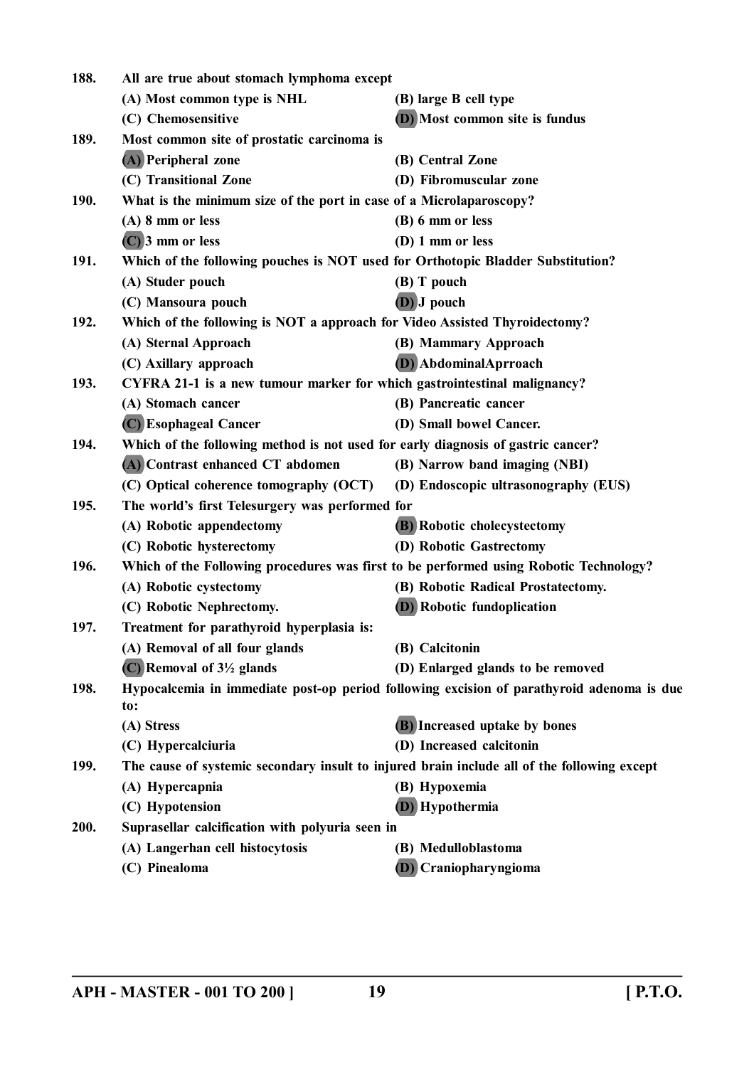188. All are true about stomach lymphoma except

(A) Most common type is NHL
(B) large B cell type
(C) Chemosensitive
**(D)** Most common site is fundus

189. Most common site of prostatic carcinoma is

**(A)** Peripheral zone
(B) Central Zone
(C) Transitional Zone
(D) Fibromuscular zone

190. What is the minimum size of the port in case of a Microlaparoscopy?

(A) 8 mm or less
(B) 6 mm or less
**(C)** 3 mm or less
(D) 1 mm or less

191. Which of the following pouches is NOT used for Orthotopic Bladder Substitution?

(A) Studer pouch
(B) T pouch
(C) Mansoura pouch
**(D)** J pouch

192. Which of the following is NOT a approach for Video Assisted Thyroidectomy?

(A) Sternal Approach
(B) Mammary Approach
(C) Axillary approach
**(D)** AbdominalAprroach

193. CYFRA 21-1 is a new tumour marker for which gastrointestinal malignancy?

(A) Stomach cancer
(B) Pancreatic cancer
**(C)** Esophageal Cancer
(D) Small bowel Cancer.

194. Which of the following method is not used for early diagnosis of gastric cancer?

**(A)** Contrast enhanced CT abdomen
(B) Narrow band imaging (NBI)
(C) Optical coherence tomography (OCT)
(D) Endoscopic ultrasonography (EUS)

195. The world's first Telesurgery was performed for

(A) Robotic appendectomy
**(B)** Robotic cholecystectomy
(C) Robotic hysterectomy
(D) Robotic Gastrectomy

196. Which of the Following procedures was first to be performed using Robotic Technology?

(A) Robotic cystectomy
(B) Robotic Radical Prostatectomy.
(C) Robotic Nephrectomy.
**(D)** Robotic fundoplication

197. Treatment for parathyroid hyperplasia is:

(A) Removal of all four glands
(B) Calcitonin
**(C)** Removal of 3½ glands
(D) Enlarged glands to be removed

198. Hypocalcemia in immediate post-op period following excision of parathyroid adenoma is due to:

(A) Stress
**(B)** Increased uptake by bones
(C) Hypercalciuria
(D) Increased calcitonin

199. The cause of systemic secondary insult to injured brain include all of the following except

(A) Hypercapnia
(B) Hypoxemia
(C) Hypotension
**(D)** Hypothermia

200. Suprasellar calcification with polyuria seen in

(A) Langerhan cell histocytosis
(B) Medulloblastoma
(C) Pinealoma
**(D)** Craniopharyngioma